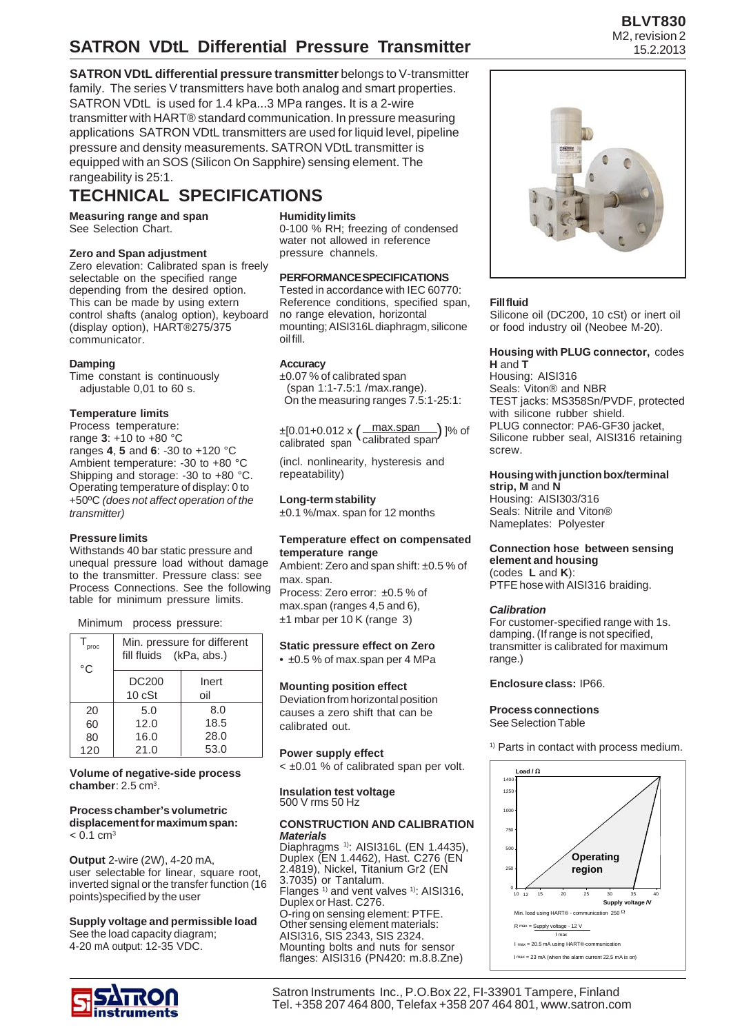# SATRON VDtL Differential Pressure Transmitter

BLVT830
M2, revision 2
15.2.2013

**SATRON VDtL differential pressure transmitter** belongs to V-transmitter family. The series V transmitters have both analog and smart properties. SATRON VDtL is used for 1.4 kPa...3 MPa ranges. It is a 2-wire transmitter with HART® standard communication. In pressure measuring applications SATRON VDtL transmitters are used for liquid level, pipeline pressure and density measurements. SATRON VDtL transmitter is equipped with an SOS (Silicon On Sapphire) sensing element. The rangeability is 25:1.

## TECHNICAL SPECIFICATIONS

**Measuring range and span**
See Selection Chart.

**Zero and Span adjustment**
Zero elevation: Calibrated span is freely selectable on the specified range depending from the desired option. This can be made by using extern control shafts (analog option), keyboard (display option), HART®275/375 communicator.

**Damping**
Time constant is continuously adjustable 0,01 to 60 s.

**Temperature limits**
Process temperature:
range **3**: +10 to +80 °C
ranges **4**, **5** and **6**: -30 to +120 °C
Ambient temperature: -30 to +80 °C
Shipping and storage: -30 to +80 °C.
Operating temperature of display: 0 to +50ºC *(does not affect operation of the transmitter)*

**Pressure limits**
Withstands 40 bar static pressure and unequal pressure load without damage to the transmitter. Pressure class: see Process Connections. See the following table for minimum pressure limits.

Minimum process pressure:

| $T_{proc}$ °C | Min. pressure for different fill fluids (kPa, abs.) | |
|---|---|---|
| | DC200 10 cSt | Inert oil |
| 20 | 5.0 | 8.0 |
| 60 | 12.0 | 18.5 |
| 80 | 16.0 | 28.0 |
| 120 | 21.0 | 53.0 |

**Volume of negative-side process chamber**: 2.5 $cm^3$.

**Process chamber's volumetric displacement for maximum span:** < 0.1 $cm^3$

**Output** 2-wire (2W), 4-20 mA,
user selectable for linear, square root, inverted signal or the transfer function (16 points)specified by the user

**Supply voltage and permissible load**
See the load capacity diagram;
4-20 mA output: 12-35 VDC.

**Humidity limits**
0-100 % RH; freezing of condensed water not allowed in reference pressure channels.

**PERFORMANCE SPECIFICATIONS**
Tested in accordance with IEC 60770: Reference conditions, specified span, no range elevation, horizontal mounting; AISI316L diaphragm, silicone oil fill.

**Accuracy**
±0.07 % of calibrated span
(span 1:1-7.5:1 /max.range).
On the measuring ranges 7.5:1-25:1:

$$\pm[0.01+0.012 \times \left(\frac{\text{max.span}}{\text{calibrated span}}\right)]\% \text{ of calibrated span}$$

(incl. nonlinearity, hysteresis and repeatability)

**Long-term stability**
±0.1 %/max. span for 12 months

**Temperature effect on compensated temperature range**
Ambient: Zero and span shift: ±0.5 % of max. span.
Process: Zero error: ±0.5 % of max.span (ranges 4,5 and 6),
±1 mbar per 10 K (range 3)

**Static pressure effect on Zero**
- ±0.5 % of max.span per 4 MPa

**Mounting position effect**
Deviation from horizontal position causes a zero shift that can be calibrated out.

**Power supply effect**
< ±0.01 % of calibrated span per volt.

**Insulation test voltage**
500 V rms 50 Hz

**CONSTRUCTION AND CALIBRATION**
***Materials***
Diaphragms [1]: AISI316L (EN 1.4435), Duplex (EN 1.4462), Hast. C276 (EN 2.4819), Nickel, Titanium Gr2 (EN 3.7035) or Tantalum.
Flanges [1] and vent valves [1]: AISI316, Duplex or Hast. C276.
O-ring on sensing element: PTFE.
Other sensing element materials: AISI316, SIS 2343, SIS 2324.
Mounting bolts and nuts for sensor flanges: AISI316 (PN420: m.8.8.Zne)

**Fill fluid**
Silicone oil (DC200, 10 cSt) or inert oil or food industry oil (Neobee M-20).

**Housing with PLUG connector,** codes **H** and **T**
Housing: AISI316
Seals: Viton® and NBR
TEST jacks: MS358Sn/PVDF, protected with silicone rubber shield.
PLUG connector: PA6-GF30 jacket, Silicone rubber seal, AISI316 retaining screw.

**Housing with junction box/terminal strip, M** and **N**
Housing: AISI303/316
Seals: Nitrile and Viton®
Nameplates: Polyester

**Connection hose between sensing element and housing**
(codes **L** and **K**):
PTFE hose with AISI316 braiding.

***Calibration***
For customer-specified range with 1s. damping. (If range is not specified, transmitter is calibrated for maximum range.)

**Enclosure class:** IP66.

**Process connections**
See Selection Table

[1] Parts in contact with process medium.

Load / Ω — Operating region — Supply voltage /V

Min. load using HART® - communication 250 Ω

$R_{max} = \frac{\text{Supply voltage - 12 V}}{I_{max}}$

$I_{max}$ = 20.5 mA using HART®-communication

$I_{max}$ = 23 mA (when the alarm current 22,5 mA is on)

Satron Instruments Inc., P.O.Box 22, FI-33901 Tampere, Finland
Tel. +358 207 464 800, Telefax +358 207 464 801, www.satron.com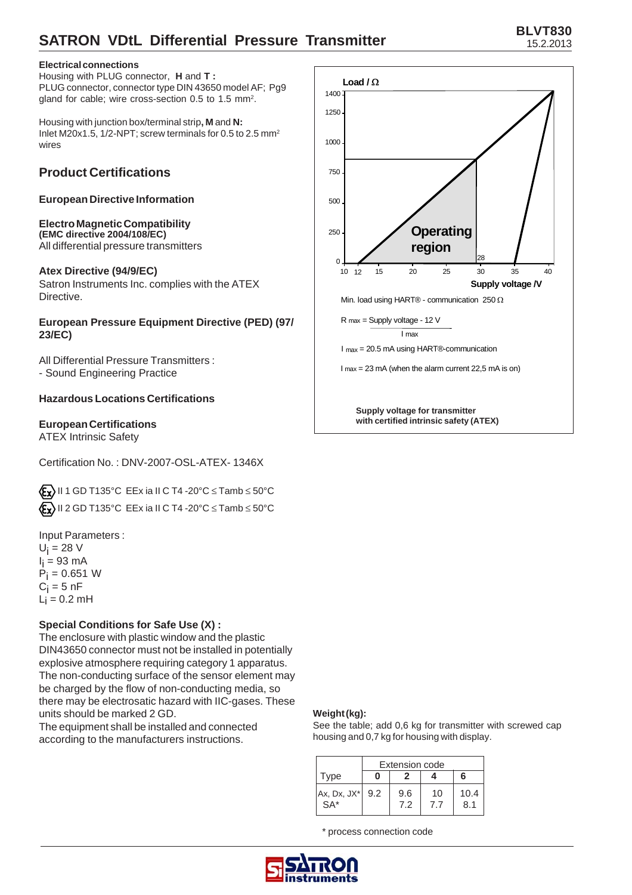#### Electrical connections

Housing with PLUG connector, **H** and **T :**
PLUG connector, connector type DIN 43650 model AF; Pg9 gland for cable; wire cross-section 0.5 to 1.5 mm².

Housing with junction box/terminal strip**, M** and **N:**
Inlet M20x1.5, 1/2-NPT; screw terminals for 0.5 to 2.5 mm² wires

## Product Certifications

### European Directive Information

**Electro Magnetic Compatibility**
**(EMC directive 2004/108/EC)**
All differential pressure transmitters

**Atex Directive (94/9/EC)**
Satron Instruments Inc. complies with the ATEX Directive.

**European Pressure Equipment Directive (PED) (97/23/EC)**

All Differential Pressure Transmitters :
- Sound Engineering Practice

### Hazardous Locations Certifications

**European Certifications**
ATEX Intrinsic Safety

Certification No. : DNV-2007-OSL-ATEX- 1346X

Ex II 1 GD T135°C EEx ia II C T4 -20°C ≤ Tamb ≤ 50°C
Ex II 2 GD T135°C EEx ia II C T4 -20°C ≤ Tamb ≤ 50°C

Input Parameters :
$U_i$ = 28 V
$I_i$ = 93 mA
$P_i$ = 0.651 W
$C_i$ = 5 nF
$L_i$ = 0.2 mH

**Special Conditions for Safe Use (X) :**
The enclosure with plastic window and the plastic DIN43650 connector must not be installed in potentially explosive atmosphere requiring category 1 apparatus. The non-conducting surface of the sensor element may be charged by the flow of non-conducting media, so there may be electrosatic hazard with IIC-gases. These units should be marked 2 GD.
The equipment shall be installed and connected according to the manufacturers instructions.

Load / Ω — Operating region — Supply voltage /V

Min. load using HART® - communication 250 Ω

$$R_{max} = \frac{\text{Supply voltage} - 12\ \text{V}}{I_{max}}$$

$I_{max}$ = 20.5 mA using HART®-communication

$I_{max}$ = 23 mA (when the alarm current 22,5 mA is on)

**Supply voltage for transmitter with certified intrinsic safety (ATEX)**

**Weight (kg):**
See the table; add 0,6 kg for transmitter with screwed cap housing and 0,7 kg for housing with display.

| Type | Extension code | | | |
|---|---|---|---|---|
| | **0** | **2** | **4** | **6** |
| Ax, Dx, JX* SA* | 9.2 | 9.6 7.2 | 10 7.7 | 10.4 8.1 |

\* process connection code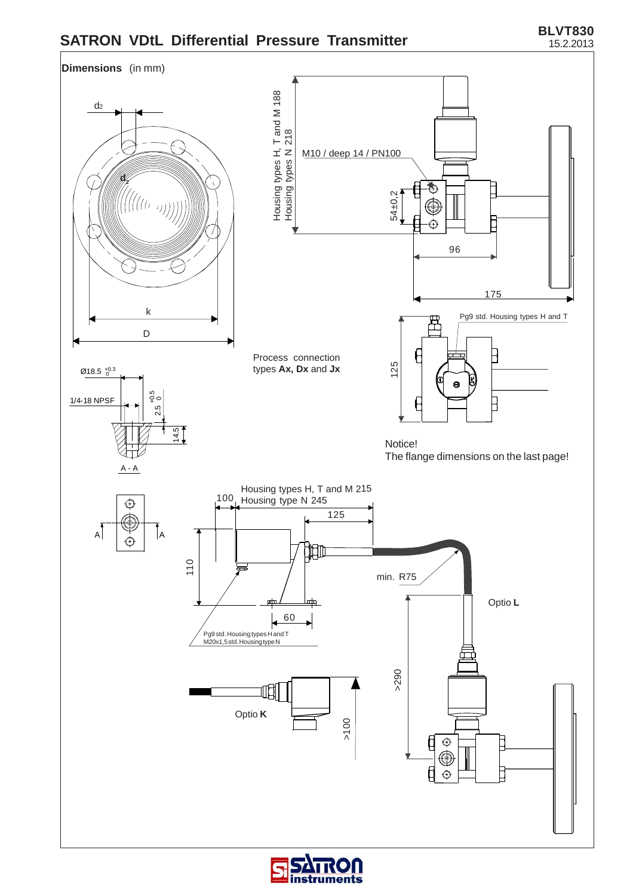# SATRON VDtL Differential Pressure Transmitter

BLVT830
15.2.2013

**Dimensions** (in mm)

d2

k

D

Housing types H, T and M 188
Housing types N 218

M10 / deep 14 / PN100

54±0,2

96

175

Pg9 std. Housing types H and T

125

Process connection types **Ax, Dx** and **Jx**

Ø18.5 $^{+0.3}_{0}$

1/4-18 NPSF

2.5 $^{+0.5}_{0}$

14.5

A - A

A A

Notice!
The flange dimensions on the last page!

100

Housing types H, T and M 215
Housing type N 245

125

110

60

min. R75

Optio **L**

>290

Pg9 std. Housing types H and T
M20x1,5 std. Housing type N

Optio **K**

>100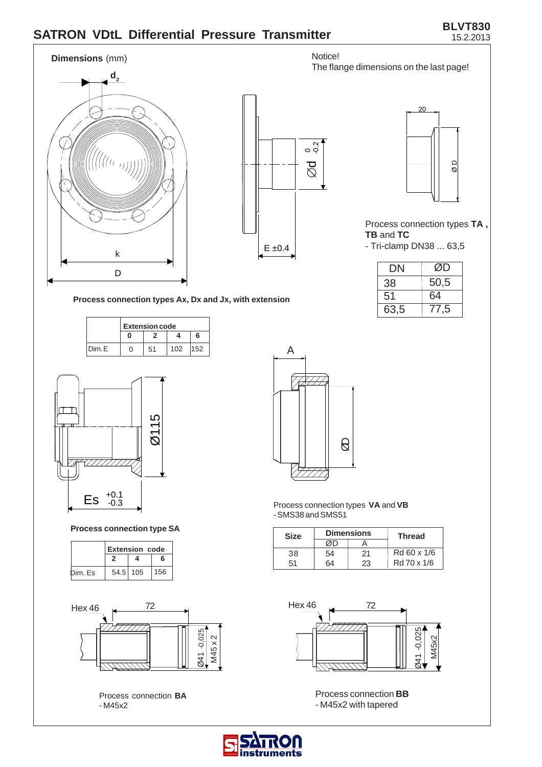# SATRON VDtL Differential Pressure Transmitter

**BLVT830**
15.2.2013

**Dimensions** (mm)

Notice!
The flange dimensions on the last page!

$d_2$

k

D

Ød $^{0}_{-0.2}$

E ±0.4

20

ØD

Process connection types **TA**, **TB** and **TC**
- Tri-clamp DN38 ... 63,5

| DN | ØD |
|---|---|
| 38 | 50,5 |
| 51 | 64 |
| 63,5 | 77,5 |

**Process connection types Ax, Dx and Jx, with extension**

| | Extension code | | | |
|---|---|---|---|---|
| | 0 | 2 | 4 | 6 |
| Dim. E | 0 | 51 | 102 | 152 |

Ø115

Es $^{+0.1}_{-0.3}$

A

ØD

**Process connection type SA**

| | Extension code | | |
|---|---|---|---|
| | 2 | 4 | 6 |
| Dim. Es | 54.5 | 105 | 156 |

Process connection types **VA** and **VB**
- SMS38 and SMS51

| Size | Dimensions | | Thread |
|---|---|---|---|
| | ØD | A | |
| 38 | 54 | 21 | Rd 60 x 1/6 |
| 51 | 64 | 23 | Rd 70 x 1/6 |

Hex 46

72

Ø41 -0,025

M45 x 2

Process connection **BA**
- M45x2

Hex 46

72

Ø41 -0,025

M45x2

Process connection **BB**
- M45x2 with tapered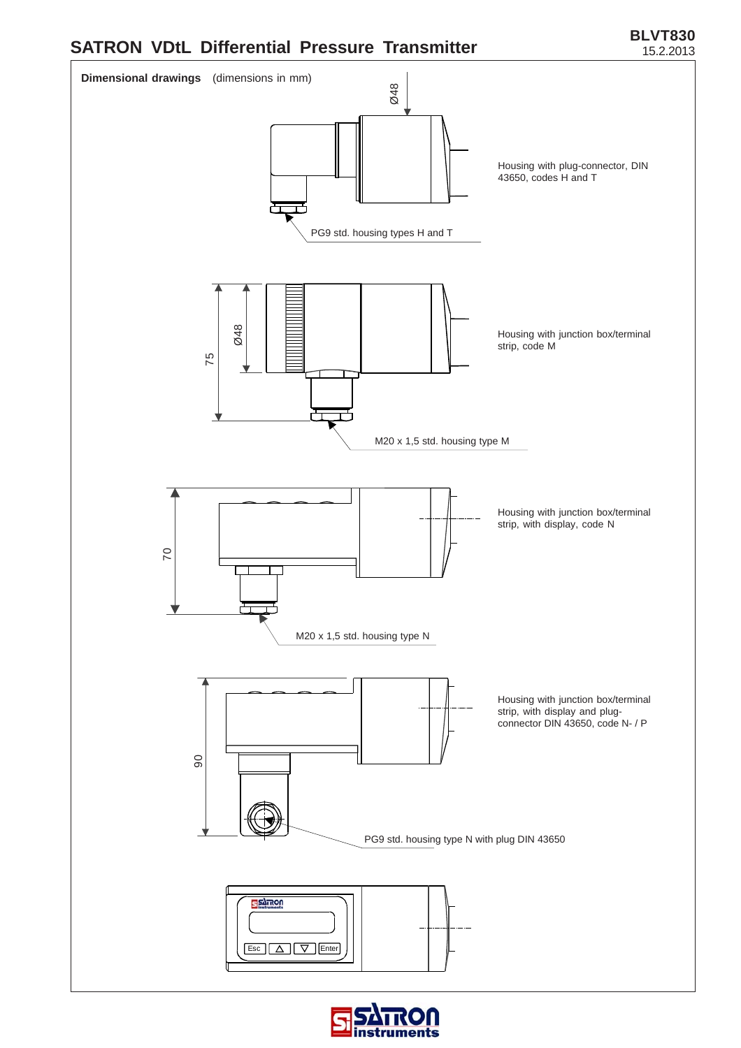## Dimensional drawings (dimensions in mm)

Ø48

Housing with plug-connector, DIN 43650, codes H and T

PG9 std. housing types H and T

75

Ø48

Housing with junction box/terminal strip, code M

M20 x 1,5 std. housing type M

70

Housing with junction box/terminal strip, with display, code N

M20 x 1,5 std. housing type N

90

Housing with junction box/terminal strip, with display and plug-connector DIN 43650, code N- / P

PG9 std. housing type N with plug DIN 43650

Esc Enter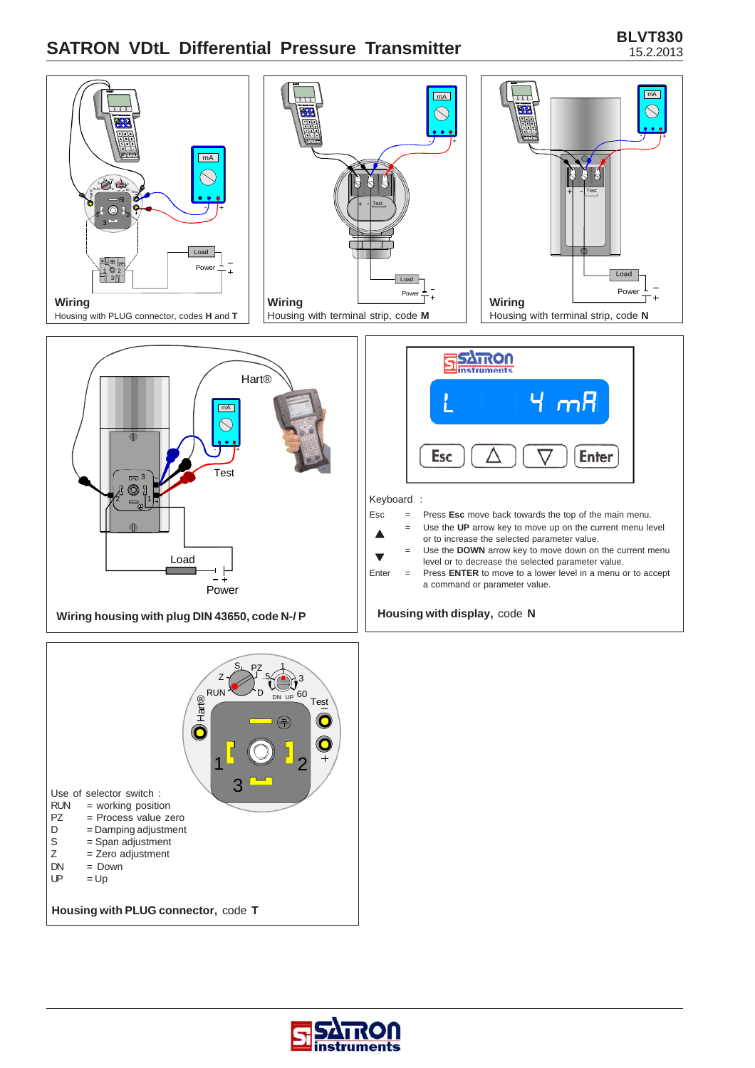# SATRON VDtL Differential Pressure Transmitter

**Wiring**
Housing with PLUG connector, codes **H** and **T**

**Wiring**
Housing with terminal strip, code **M**

**Wiring**
Housing with terminal strip, code **N**

**Wiring housing with plug DIN 43650, code N-/ P**

Keyboard :

| | | |
|---|---|---|
| Esc | = | Press **Esc** move back towards the top of the main menu. |
| ▲ | = | Use the **UP** arrow key to move up on the current menu level or to increase the selected parameter value. |
| ▼ | = | Use the **DOWN** arrow key to move down on the current menu level or to decrease the selected parameter value. |
| Enter | = | Press **ENTER** to move to a lower level in a menu or to accept a command or parameter value. |

**Housing with display,** code **N**

Use of selector switch :

| | | |
|---|---|---|
| RUN | = | working position |
| PZ | = | Process value zero |
| D | = | Damping adjustment |
| S | = | Span adjustment |
| Z | = | Zero adjustment |
| DN | = | Down |
| UP | = | Up |

**Housing with PLUG connector,** code **T**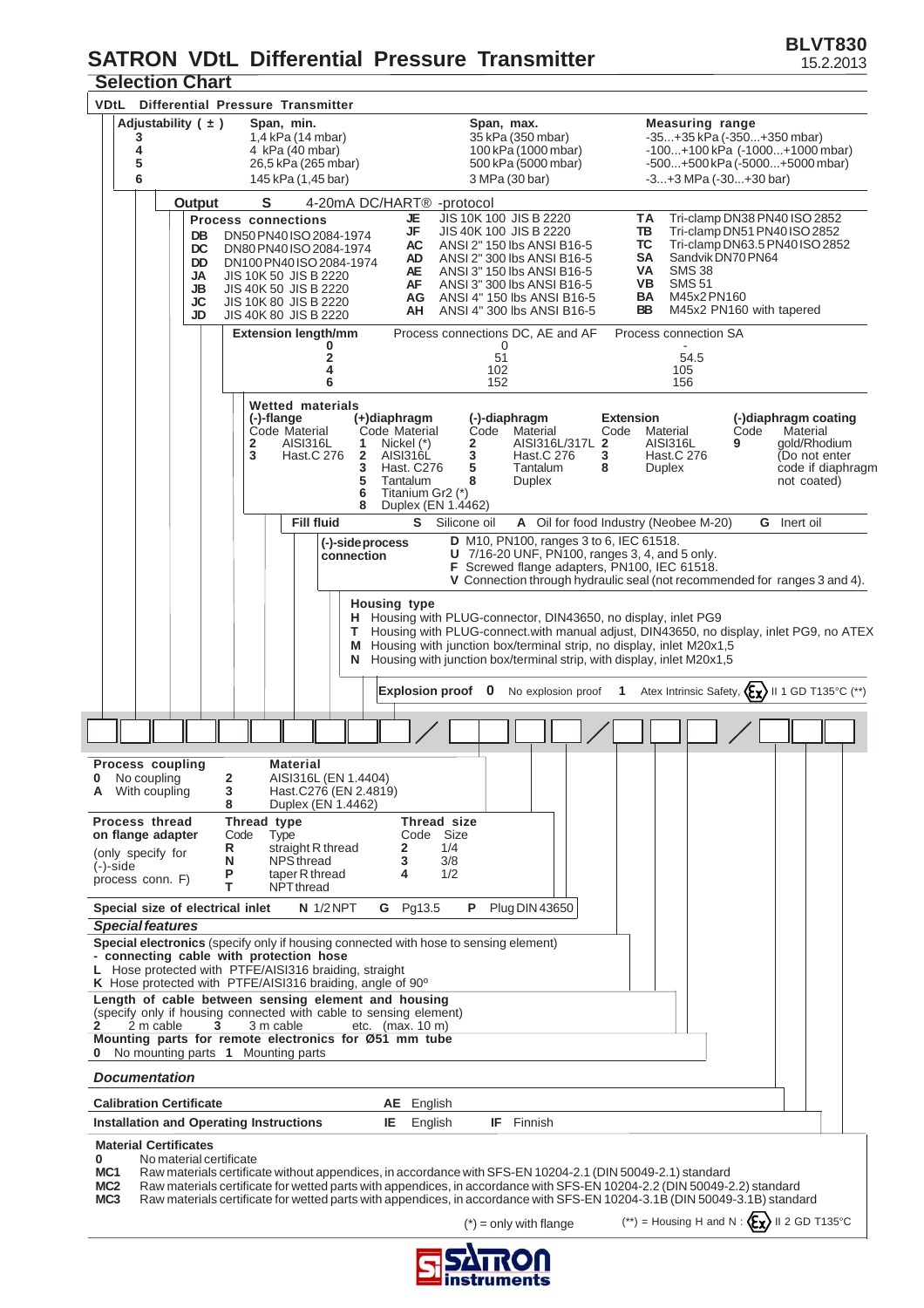# SATRON VDtL Differential Pressure Transmitter

BLVT830
15.2.2013

## Selection Chart

**VDtL Differential Pressure Transmitter**

| Adjustability ( ± ) | Span, min. | Span, max. | Measuring range |
|---|---|---|---|
| 3 | 1,4 kPa (14 mbar) | 35 kPa (350 mbar) | -35...+35 kPa (-350...+350 mbar) |
| 4 | 4 kPa (40 mbar) | 100 kPa (1000 mbar) | -100...+100 kPa (-1000...+1000 mbar) |
| 5 | 26,5 kPa (265 mbar) | 500 kPa (5000 mbar) | -500...+500 kPa (-5000...+5000 mbar) |
| 6 | 145 kPa (1,45 bar) | 3 MPa (30 bar) | -3...+3 MPa (-30...+30 bar) |

**Output** **S** 4-20mA DC/HART® -protocol

**Process connections**

| Code | Connection | Code | Connection | Code | Connection |
|---|---|---|---|---|---|
| DB | DN50 PN40 ISO 2084-1974 | JE | JIS 10K 100 JIS B 2220 | TA | Tri-clamp DN38 PN40 ISO 2852 |
| DC | DN80 PN40 ISO 2084-1974 | JF | JIS 40K 100 JIS B 2220 | TB | Tri-clamp DN51 PN40 ISO 2852 |
| DD | DN100 PN40 ISO 2084-1974 | AC | ANSI 2" 150 lbs ANSI B16-5 | TC | Tri-clamp DN63.5 PN40 ISO 2852 |
| JA | JIS 10K 50 JIS B 2220 | AD | ANSI 2" 300 lbs ANSI B16-5 | SA | Sandvik DN70 PN64 |
| JB | JIS 40K 50 JIS B 2220 | AE | ANSI 3" 150 lbs ANSI B16-5 | VA | SMS 38 |
| JC | JIS 10K 80 JIS B 2220 | AF | ANSI 3" 300 lbs ANSI B16-5 | VB | SMS 51 |
| JD | JIS 40K 80 JIS B 2220 | AG | ANSI 4" 150 lbs ANSI B16-5 | BA | M45x2 PN160 |
| | | AH | ANSI 4" 300 lbs ANSI B16-5 | BB | M45x2 PN160 with tapered |

**Extension length/mm**

| Code | Process connections DC, AE and AF | Process connection SA |
|---|---|---|
| 0 | 0 | - |
| 2 | 51 | 54.5 |
| 4 | 102 | 105 |
| 6 | 152 | 156 |

**Wetted materials**

| (-)-flange Code | Material | (+)diaphragm Code | Material | (-)-diaphragm Code | Material | Extension Code | Material | (-)diaphragm coating Code | Material |
|---|---|---|---|---|---|---|---|---|---|
| 2 | AISI316L | 1 | Nickel (*) | 2 | AISI316L/317L | 2 | AISI316L | 9 | gold/Rhodium (Do not enter code if diaphragm not coated) |
| 3 | Hast.C 276 | 2 | AISI316L | 3 | Hast.C 276 | 3 | Hast.C 276 | | |
| | | 3 | Hast. C276 | 5 | Tantalum | 8 | Duplex | | |
| | | 5 | Tantalum | 8 | Duplex | | | | |
| | | 6 | Titanium Gr2 (*) | | | | | | |
| | | 8 | Duplex (EN 1.4462) | | | | | | |

**Fill fluid** **S** Silicone oil **A** Oil for food Industry (Neobee M-20) **G** Inert oil

**(-)-side process connection**
- **D** M10, PN100, ranges 3 to 6, IEC 61518.
- **U** 7/16-20 UNF, PN100, ranges 3, 4, and 5 only.
- **F** Screwed flange adapters, PN100, IEC 61518.
- **V** Connection through hydraulic seal (not recommended for ranges 3 and 4).

**Housing type**
- **H** Housing with PLUG-connector, DIN43650, no display, inlet PG9
- **T** Housing with PLUG-connect.with manual adjust, DIN43650, no display, inlet PG9, no ATEX
- **M** Housing with junction box/terminal strip, no display, inlet M20x1,5
- **N** Housing with junction box/terminal strip, with display, inlet M20x1,5

**Explosion proof** **0** No explosion proof **1** Atex Intrinsic Safety, Ex II 1 GD T135°C (**)

---

**Process coupling**
- **0** No coupling
- **A** With coupling

**Material**
- **2** AISI316L (EN 1.4404)
- **3** Hast.C276 (EN 2.4819)
- **8** Duplex (EN 1.4462)

**Process thread on flange adapter** (only specify for (-)-side process conn. F)

| Thread type Code | Type | Thread size Code | Size |
|---|---|---|---|
| R | straight R thread | 2 | 1/4 |
| N | NPS thread | 3 | 3/8 |
| P | taper R thread | 4 | 1/2 |
| T | NPT thread | | |

**Special size of electrical inlet** **N** 1/2 NPT **G** Pg13.5 **P** Plug DIN 43650

### *Special features*

**Special electronics** (specify only if housing connected with hose to sensing element)
- **connecting cable with protection hose**
- **L** Hose protected with PTFE/AISI316 braiding, straight
- **K** Hose protected with PTFE/AISI316 braiding, angle of 90º

**Length of cable between sensing element and housing** (specify only if housing connected with cable to sensing element)
**2** 2 m cable **3** 3 m cable etc. (max. 10 m)

**Mounting parts for remote electronics for Ø51 mm tube**
**0** No mounting parts **1** Mounting parts

### *Documentation*

**Calibration Certificate** **AE** English

**Installation and Operating Instructions** **IE** English **IF** Finnish

**Material Certificates**
- **0** No material certificate
- **MC1** Raw materials certificate without appendices, in accordance with SFS-EN 10204-2.1 (DIN 50049-2.1) standard
- **MC2** Raw materials certificate for wetted parts with appendices, in accordance with SFS-EN 10204-2.2 (DIN 50049-2.2) standard
- **MC3** Raw materials certificate for wetted parts with appendices, in accordance with SFS-EN 10204-3.1B (DIN 50049-3.1B) standard

(*) = only with flange (**) = Housing H and N : Ex II 2 GD T135°C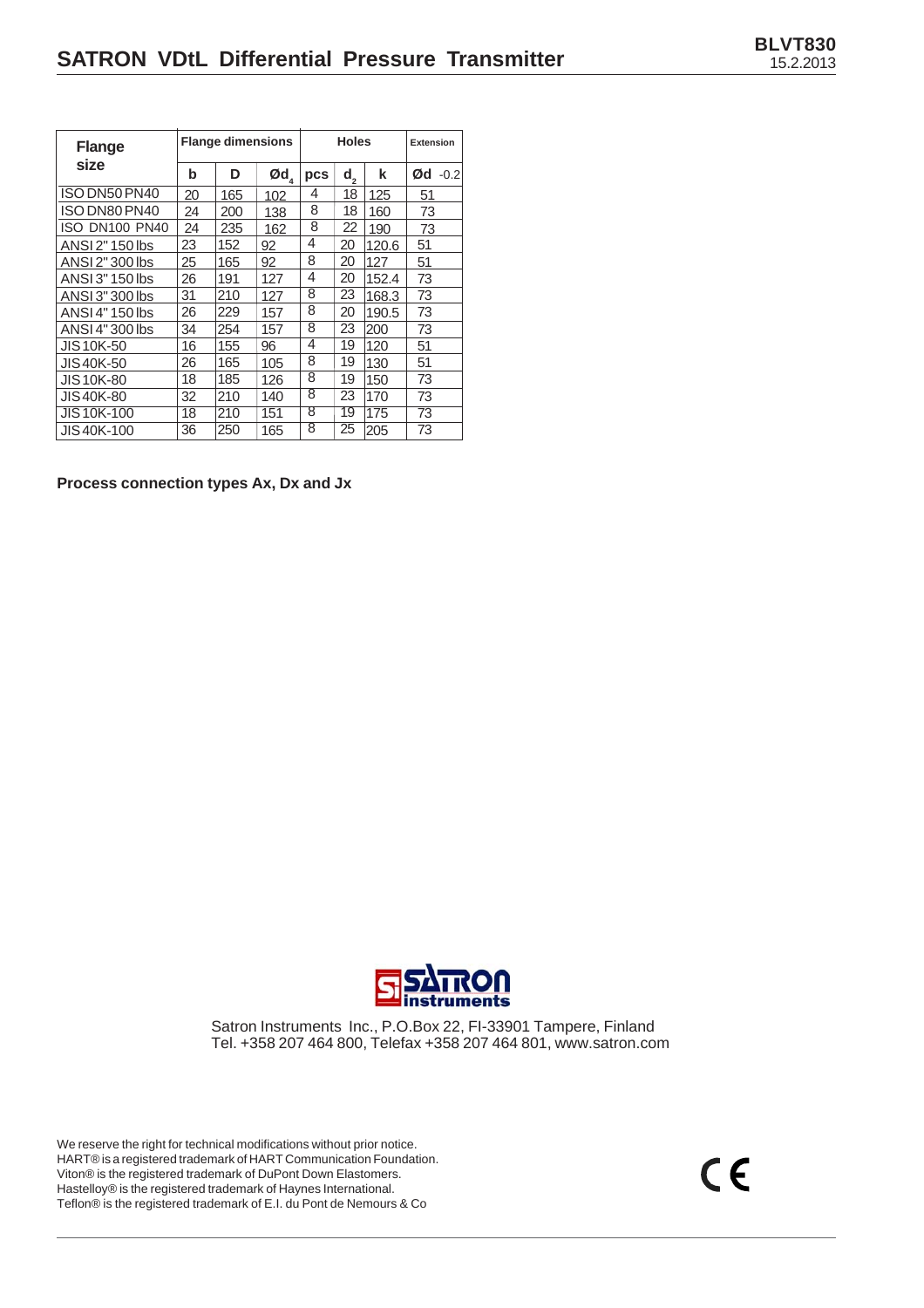| Flange size | Flange dimensions | | | Holes | | | Extension |
|---|---|---|---|---|---|---|---|
| | b | D | $Ød_4$ | pcs | $d_2$ | k | Ød -0.2 |
| ISO DN50 PN40 | 20 | 165 | 102 | 4 | 18 | 125 | 51 |
| ISO DN80 PN40 | 24 | 200 | 138 | 8 | 18 | 160 | 73 |
| ISO DN100 PN40 | 24 | 235 | 162 | 8 | 22 | 190 | 73 |
| ANSI 2" 150 lbs | 23 | 152 | 92 | 4 | 20 | 120.6 | 51 |
| ANSI 2" 300 lbs | 25 | 165 | 92 | 8 | 20 | 127 | 51 |
| ANSI 3" 150 lbs | 26 | 191 | 127 | 4 | 20 | 152.4 | 73 |
| ANSI 3" 300 lbs | 31 | 210 | 127 | 8 | 23 | 168.3 | 73 |
| ANSI 4" 150 lbs | 26 | 229 | 157 | 8 | 20 | 190.5 | 73 |
| ANSI 4" 300 lbs | 34 | 254 | 157 | 8 | 23 | 200 | 73 |
| JIS 10K-50 | 16 | 155 | 96 | 4 | 19 | 120 | 51 |
| JIS 40K-50 | 26 | 165 | 105 | 8 | 19 | 130 | 51 |
| JIS 10K-80 | 18 | 185 | 126 | 8 | 19 | 150 | 73 |
| JIS 40K-80 | 32 | 210 | 140 | 8 | 23 | 170 | 73 |
| JIS 10K-100 | 18 | 210 | 151 | 8 | 19 | 175 | 73 |
| JIS 40K-100 | 36 | 250 | 165 | 8 | 25 | 205 | 73 |

**Process connection types Ax, Dx and Jx**

Satron Instruments Inc., P.O.Box 22, FI-33901 Tampere, Finland
Tel. +358 207 464 800, Telefax +358 207 464 801, www.satron.com

We reserve the right for technical modifications without prior notice.
HART® is a registered trademark of HART Communication Foundation.
Viton® is the registered trademark of DuPont Down Elastomers.
Hastelloy® is the registered trademark of Haynes International.
Teflon® is the registered trademark of E.I. du Pont de Nemours & Co